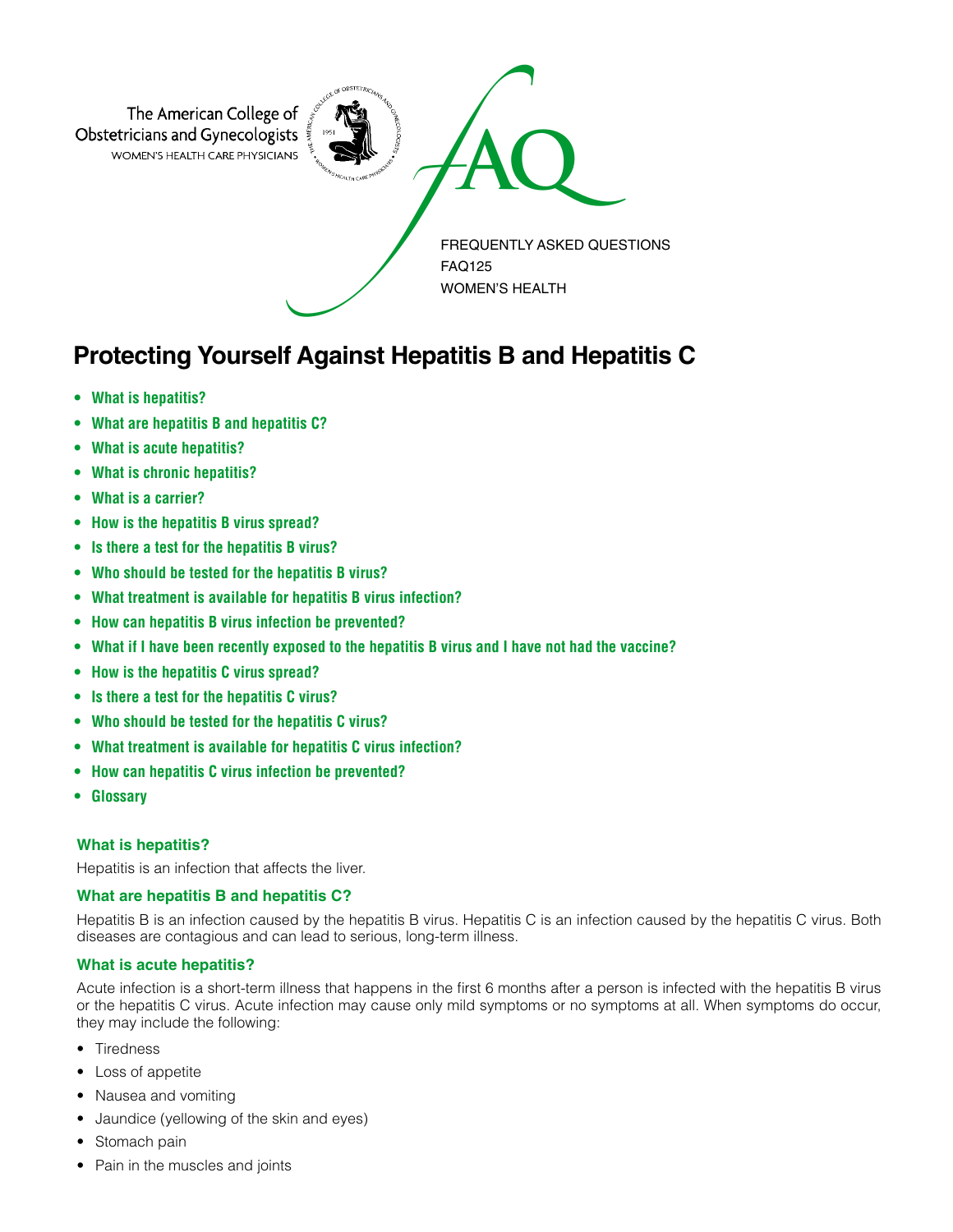The American College of Obstetricians and Gynecologists
WOMEN'S HEALTH CARE PHYSICIANS

FREQUENTLY ASKED QUESTIONS
FAQ125
WOMEN'S HEALTH

# Protecting Yourself Against Hepatitis B and Hepatitis C

- **What is hepatitis?**
- **What are hepatitis B and hepatitis C?**
- **What is acute hepatitis?**
- **What is chronic hepatitis?**
- **What is a carrier?**
- **How is the hepatitis B virus spread?**
- **Is there a test for the hepatitis B virus?**
- **Who should be tested for the hepatitis B virus?**
- **What treatment is available for hepatitis B virus infection?**
- **How can hepatitis B virus infection be prevented?**
- **What if I have been recently exposed to the hepatitis B virus and I have not had the vaccine?**
- **How is the hepatitis C virus spread?**
- **Is there a test for the hepatitis C virus?**
- **Who should be tested for the hepatitis C virus?**
- **What treatment is available for hepatitis C virus infection?**
- **How can hepatitis C virus infection be prevented?**
- **Glossary**

### What is hepatitis?

Hepatitis is an infection that affects the liver.

### What are hepatitis B and hepatitis C?

Hepatitis B is an infection caused by the hepatitis B virus. Hepatitis C is an infection caused by the hepatitis C virus. Both diseases are contagious and can lead to serious, long-term illness.

### What is acute hepatitis?

Acute infection is a short-term illness that happens in the first 6 months after a person is infected with the hepatitis B virus or the hepatitis C virus. Acute infection may cause only mild symptoms or no symptoms at all. When symptoms do occur, they may include the following:

- Tiredness
- Loss of appetite
- Nausea and vomiting
- Jaundice (yellowing of the skin and eyes)
- Stomach pain
- Pain in the muscles and joints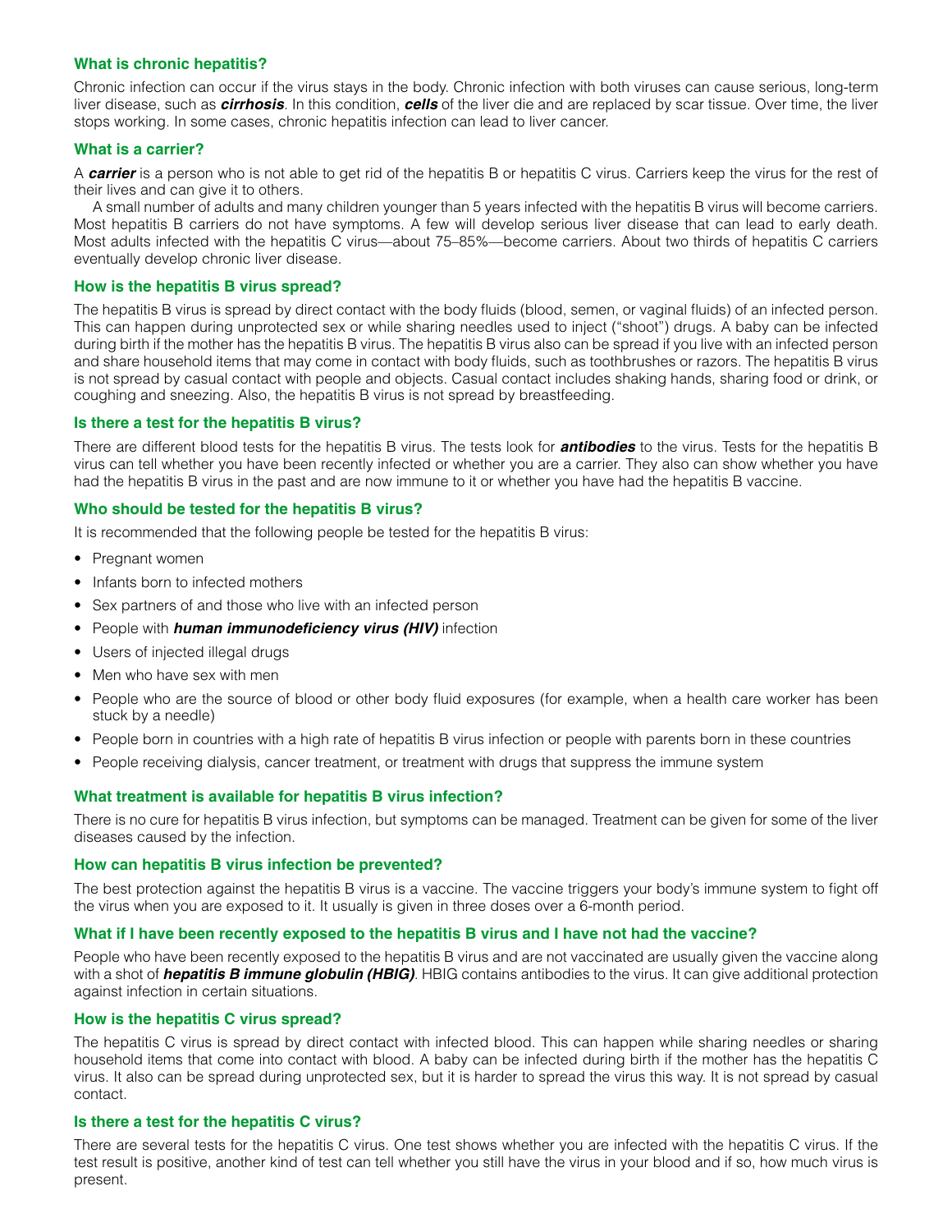### What is chronic hepatitis?

Chronic infection can occur if the virus stays in the body. Chronic infection with both viruses can cause serious, long-term liver disease, such as ***cirrhosis***. In this condition, ***cells*** of the liver die and are replaced by scar tissue. Over time, the liver stops working. In some cases, chronic hepatitis infection can lead to liver cancer.

### What is a carrier?

A ***carrier*** is a person who is not able to get rid of the hepatitis B or hepatitis C virus. Carriers keep the virus for the rest of their lives and can give it to others.

A small number of adults and many children younger than 5 years infected with the hepatitis B virus will become carriers. Most hepatitis B carriers do not have symptoms. A few will develop serious liver disease that can lead to early death. Most adults infected with the hepatitis C virus—about 75–85%—become carriers. About two thirds of hepatitis C carriers eventually develop chronic liver disease.

### How is the hepatitis B virus spread?

The hepatitis B virus is spread by direct contact with the body fluids (blood, semen, or vaginal fluids) of an infected person. This can happen during unprotected sex or while sharing needles used to inject ("shoot") drugs. A baby can be infected during birth if the mother has the hepatitis B virus. The hepatitis B virus also can be spread if you live with an infected person and share household items that may come in contact with body fluids, such as toothbrushes or razors. The hepatitis B virus is not spread by casual contact with people and objects. Casual contact includes shaking hands, sharing food or drink, or coughing and sneezing. Also, the hepatitis B virus is not spread by breastfeeding.

### Is there a test for the hepatitis B virus?

There are different blood tests for the hepatitis B virus. The tests look for ***antibodies*** to the virus. Tests for the hepatitis B virus can tell whether you have been recently infected or whether you are a carrier. They also can show whether you have had the hepatitis B virus in the past and are now immune to it or whether you have had the hepatitis B vaccine.

### Who should be tested for the hepatitis B virus?

It is recommended that the following people be tested for the hepatitis B virus:

- Pregnant women
- Infants born to infected mothers
- Sex partners of and those who live with an infected person
- People with ***human immunodeficiency virus (HIV)*** infection
- Users of injected illegal drugs
- Men who have sex with men
- People who are the source of blood or other body fluid exposures (for example, when a health care worker has been stuck by a needle)
- People born in countries with a high rate of hepatitis B virus infection or people with parents born in these countries
- People receiving dialysis, cancer treatment, or treatment with drugs that suppress the immune system

### What treatment is available for hepatitis B virus infection?

There is no cure for hepatitis B virus infection, but symptoms can be managed. Treatment can be given for some of the liver diseases caused by the infection.

### How can hepatitis B virus infection be prevented?

The best protection against the hepatitis B virus is a vaccine. The vaccine triggers your body's immune system to fight off the virus when you are exposed to it. It usually is given in three doses over a 6-month period.

### What if I have been recently exposed to the hepatitis B virus and I have not had the vaccine?

People who have been recently exposed to the hepatitis B virus and are not vaccinated are usually given the vaccine along with a shot of ***hepatitis B immune globulin (HBIG)***. HBIG contains antibodies to the virus. It can give additional protection against infection in certain situations.

### How is the hepatitis C virus spread?

The hepatitis C virus is spread by direct contact with infected blood. This can happen while sharing needles or sharing household items that come into contact with blood. A baby can be infected during birth if the mother has the hepatitis C virus. It also can be spread during unprotected sex, but it is harder to spread the virus this way. It is not spread by casual contact.

### Is there a test for the hepatitis C virus?

There are several tests for the hepatitis C virus. One test shows whether you are infected with the hepatitis C virus. If the test result is positive, another kind of test can tell whether you still have the virus in your blood and if so, how much virus is present.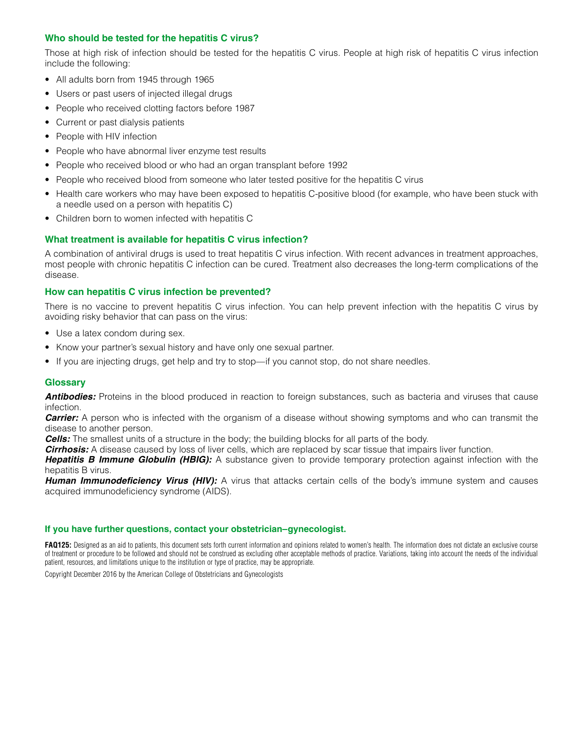### Who should be tested for the hepatitis C virus?

Those at high risk of infection should be tested for the hepatitis C virus. People at high risk of hepatitis C virus infection include the following:

- All adults born from 1945 through 1965
- Users or past users of injected illegal drugs
- People who received clotting factors before 1987
- Current or past dialysis patients
- People with HIV infection
- People who have abnormal liver enzyme test results
- People who received blood or who had an organ transplant before 1992
- People who received blood from someone who later tested positive for the hepatitis C virus
- Health care workers who may have been exposed to hepatitis C-positive blood (for example, who have been stuck with a needle used on a person with hepatitis C)
- Children born to women infected with hepatitis C

### What treatment is available for hepatitis C virus infection?

A combination of antiviral drugs is used to treat hepatitis C virus infection. With recent advances in treatment approaches, most people with chronic hepatitis C infection can be cured. Treatment also decreases the long-term complications of the disease.

### How can hepatitis C virus infection be prevented?

There is no vaccine to prevent hepatitis C virus infection. You can help prevent infection with the hepatitis C virus by avoiding risky behavior that can pass on the virus:

- Use a latex condom during sex.
- Know your partner's sexual history and have only one sexual partner.
- If you are injecting drugs, get help and try to stop—if you cannot stop, do not share needles.

### Glossary

***Antibodies:*** Proteins in the blood produced in reaction to foreign substances, such as bacteria and viruses that cause infection.

***Carrier:*** A person who is infected with the organism of a disease without showing symptoms and who can transmit the disease to another person.

***Cells:*** The smallest units of a structure in the body; the building blocks for all parts of the body.

***Cirrhosis:*** A disease caused by loss of liver cells, which are replaced by scar tissue that impairs liver function.

***Hepatitis B Immune Globulin (HBIG):*** A substance given to provide temporary protection against infection with the hepatitis B virus.

***Human Immunodeficiency Virus (HIV):*** A virus that attacks certain cells of the body's immune system and causes acquired immunodeficiency syndrome (AIDS).

**If you have further questions, contact your obstetrician–gynecologist.**

**FAQ125:** Designed as an aid to patients, this document sets forth current information and opinions related to women's health. The information does not dictate an exclusive course of treatment or procedure to be followed and should not be construed as excluding other acceptable methods of practice. Variations, taking into account the needs of the individual patient, resources, and limitations unique to the institution or type of practice, may be appropriate.

Copyright December 2016 by the American College of Obstetricians and Gynecologists